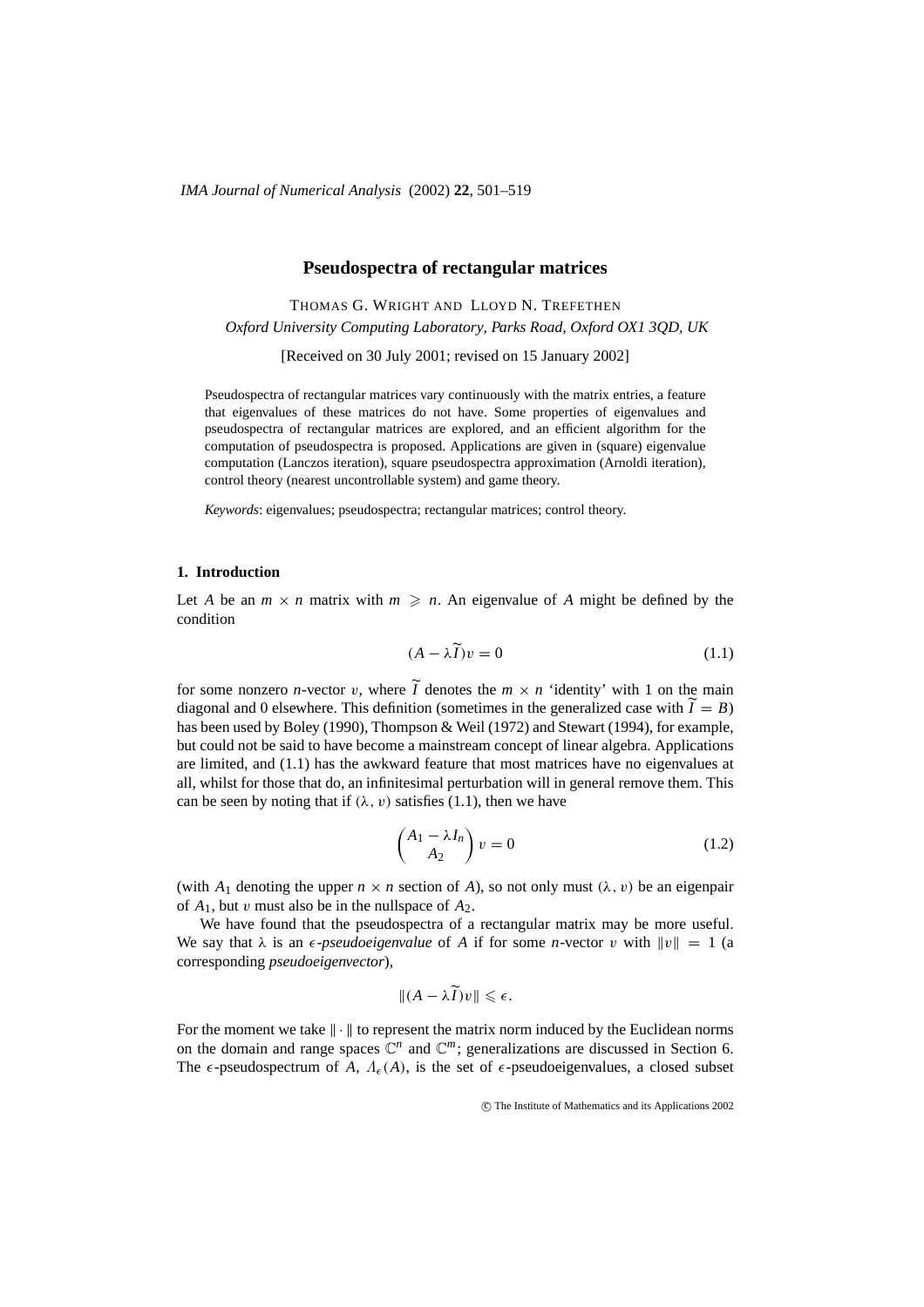# Pseudospectra of rectangular matrices

THOMAS G. WRIGHT AND LLOYD N. TREFETHEN

*Oxford University Computing Laboratory, Parks Road, Oxford OX1 3QD, UK*

[Received on 30 July 2001; revised on 15 January 2002]

Pseudospectra of rectangular matrices vary continuously with the matrix entries, a feature that eigenvalues of these matrices do not have. Some properties of eigenvalues and pseudospectra of rectangular matrices are explored, and an efficient algorithm for the computation of pseudospectra is proposed. Applications are given in (square) eigenvalue computation (Lanczos iteration), square pseudospectra approximation (Arnoldi iteration), control theory (nearest uncontrollable system) and game theory.

*Keywords*: eigenvalues; pseudospectra; rectangular matrices; control theory.

## 1. Introduction

Let $A$ be an $m \times n$ matrix with $m \geqslant n$. An eigenvalue of $A$ might be defined by the condition

$$(A - \lambda \widetilde{I})v = 0 \tag{1.1}$$

for some nonzero $n$-vector $v$, where $\widetilde{I}$ denotes the $m \times n$ 'identity' with 1 on the main diagonal and 0 elsewhere. This definition (sometimes in the generalized case with $\widetilde{I} = B$) has been used by Boley (1990), Thompson & Weil (1972) and Stewart (1994), for example, but could not be said to have become a mainstream concept of linear algebra. Applications are limited, and (1.1) has the awkward feature that most matrices have no eigenvalues at all, whilst for those that do, an infinitesimal perturbation will in general remove them. This can be seen by noting that if $(\lambda, v)$ satisfies (1.1), then we have

$$\begin{pmatrix} A_1 - \lambda I_n \\ A_2 \end{pmatrix} v = 0 \tag{1.2}$$

(with $A_1$ denoting the upper $n \times n$ section of $A$), so not only must $(\lambda, v)$ be an eigenpair of $A_1$, but $v$ must also be in the nullspace of $A_2$.

We have found that the pseudospectra of a rectangular matrix may be more useful. We say that $\lambda$ is an $\epsilon$-*pseudoeigenvalue* of $A$ if for some $n$-vector $v$ with $\|v\| = 1$ (a corresponding *pseudoeigenvector*),

$$\|(A - \lambda \widetilde{I})v\| \leqslant \epsilon.$$

For the moment we take $\|\cdot\|$ to represent the matrix norm induced by the Euclidean norms on the domain and range spaces $\mathbb{C}^n$ and $\mathbb{C}^m$; generalizations are discussed in Section 6. The $\epsilon$-pseudospectrum of $A$, $\Lambda_\epsilon(A)$, is the set of $\epsilon$-pseudoeigenvalues, a closed subset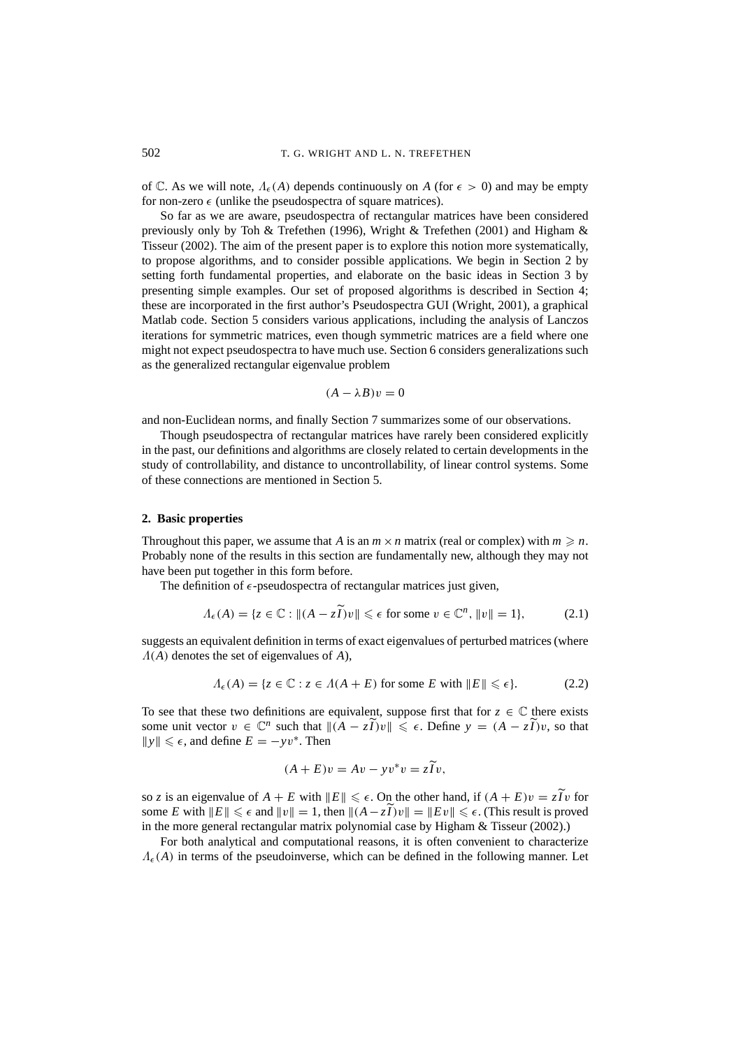of $\mathbb{C}$. As we will note, $\Lambda_\epsilon(A)$ depends continuously on $A$ (for $\epsilon > 0$) and may be empty for non-zero $\epsilon$ (unlike the pseudospectra of square matrices).

So far as we are aware, pseudospectra of rectangular matrices have been considered previously only by Toh & Trefethen (1996), Wright & Trefethen (2001) and Higham & Tisseur (2002). The aim of the present paper is to explore this notion more systematically, to propose algorithms, and to consider possible applications. We begin in Section 2 by setting forth fundamental properties, and elaborate on the basic ideas in Section 3 by presenting simple examples. Our set of proposed algorithms is described in Section 4; these are incorporated in the first author's Pseudospectra GUI (Wright, 2001), a graphical Matlab code. Section 5 considers various applications, including the analysis of Lanczos iterations for symmetric matrices, even though symmetric matrices are a field where one might not expect pseudospectra to have much use. Section 6 considers generalizations such as the generalized rectangular eigenvalue problem

$$(A - \lambda B)v = 0$$

and non-Euclidean norms, and finally Section 7 summarizes some of our observations.

Though pseudospectra of rectangular matrices have rarely been considered explicitly in the past, our definitions and algorithms are closely related to certain developments in the study of controllability, and distance to uncontrollability, of linear control systems. Some of these connections are mentioned in Section 5.

## 2. Basic properties

Throughout this paper, we assume that $A$ is an $m \times n$ matrix (real or complex) with $m \geqslant n$. Probably none of the results in this section are fundamentally new, although they may not have been put together in this form before.

The definition of $\epsilon$-pseudospectra of rectangular matrices just given,

$$\Lambda_\epsilon(A) = \{z \in \mathbb{C} : \|(A - z\widetilde{I})v\| \leqslant \epsilon \text{ for some } v \in \mathbb{C}^n, \|v\| = 1\}, \tag{2.1}$$

suggests an equivalent definition in terms of exact eigenvalues of perturbed matrices (where $\Lambda(A)$ denotes the set of eigenvalues of $A$),

$$\Lambda_\epsilon(A) = \{z \in \mathbb{C} : z \in \Lambda(A + E) \text{ for some } E \text{ with } \|E\| \leqslant \epsilon\}. \tag{2.2}$$

To see that these two definitions are equivalent, suppose first that for $z \in \mathbb{C}$ there exists some unit vector $v \in \mathbb{C}^n$ such that $\|(A - z\widetilde{I})v\| \leqslant \epsilon$. Define $y = (A - z\widetilde{I})v$, so that $\|y\| \leqslant \epsilon$, and define $E = -yv^*$. Then

$$(A + E)v = Av - yv^*v = z\widetilde{I}v,$$

so $z$ is an eigenvalue of $A + E$ with $\|E\| \leqslant \epsilon$. On the other hand, if $(A + E)v = z\widetilde{I}v$ for some $E$ with $\|E\| \leqslant \epsilon$ and $\|v\| = 1$, then $\|(A - z\widetilde{I})v\| = \|Ev\| \leqslant \epsilon$. (This result is proved in the more general rectangular matrix polynomial case by Higham & Tisseur (2002).)

For both analytical and computational reasons, it is often convenient to characterize $\Lambda_\epsilon(A)$ in terms of the pseudoinverse, which can be defined in the following manner. Let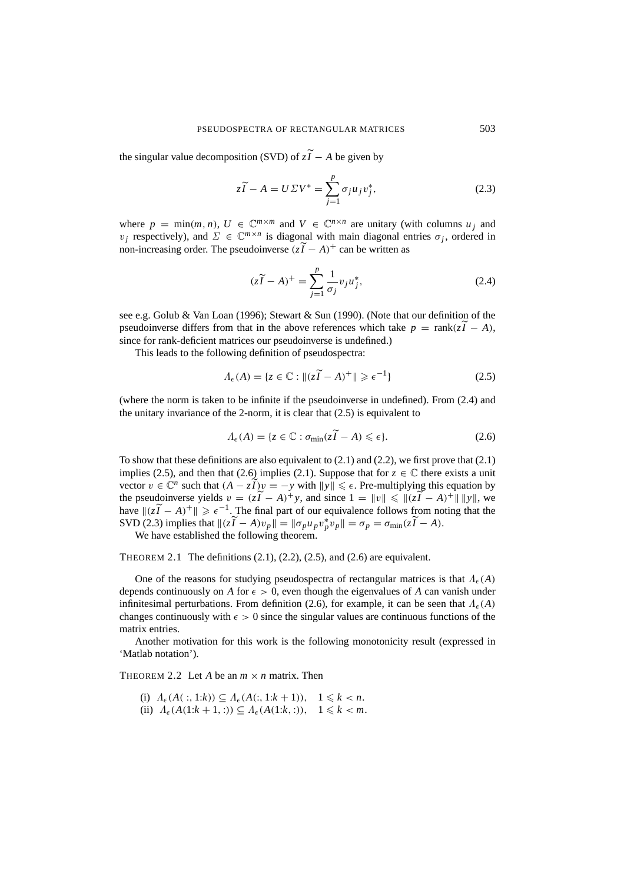the singular value decomposition (SVD) of $z\widetilde{I} - A$ be given by

$$z\widetilde{I} - A = U\Sigma V^* = \sum_{j=1}^{p} \sigma_j u_j v_j^*, \tag{2.3}$$

where $p = \min(m, n)$, $U \in \mathbb{C}^{m\times m}$ and $V \in \mathbb{C}^{n\times n}$ are unitary (with columns $u_j$ and $v_j$ respectively), and $\Sigma \in \mathbb{C}^{m\times n}$ is diagonal with main diagonal entries $\sigma_j$, ordered in non-increasing order. The pseudoinverse $(z\widetilde{I} - A)^+$ can be written as

$$(z\widetilde{I} - A)^+ = \sum_{j=1}^{p} \frac{1}{\sigma_j} v_j u_j^*, \tag{2.4}$$

see e.g. Golub & Van Loan (1996); Stewart & Sun (1990). (Note that our definition of the pseudoinverse differs from that in the above references which take $p = \operatorname{rank}(z\widetilde{I} - A)$, since for rank-deficient matrices our pseudoinverse is undefined.)

This leads to the following definition of pseudospectra:

$$\Lambda_\epsilon(A) = \{z \in \mathbb{C} : \|(z\widetilde{I} - A)^+\| \geqslant \epsilon^{-1}\} \tag{2.5}$$

(where the norm is taken to be infinite if the pseudoinverse in undefined). From (2.4) and the unitary invariance of the 2-norm, it is clear that (2.5) is equivalent to

$$\Lambda_\epsilon(A) = \{z \in \mathbb{C} : \sigma_{\min}(z\widetilde{I} - A) \leqslant \epsilon\}. \tag{2.6}$$

To show that these definitions are also equivalent to (2.1) and (2.2), we first prove that (2.1) implies (2.5), and then that (2.6) implies (2.1). Suppose that for $z \in \mathbb{C}$ there exists a unit vector $v \in \mathbb{C}^n$ such that $(A - z\widetilde{I})v = -y$ with $\|y\| \leqslant \epsilon$. Pre-multiplying this equation by the pseudoinverse yields $v = (z\widetilde{I} - A)^+ y$, and since $1 = \|v\| \leqslant \|(z\widetilde{I} - A)^+\| \, \|y\|$, we have $\|(z\widetilde{I} - A)^+\| \geqslant \epsilon^{-1}$. The final part of our equivalence follows from noting that the SVD (2.3) implies that $\|(z\widetilde{I} - A)v_p\| = \|\sigma_p u_p v_p^* v_p\| = \sigma_p = \sigma_{\min}(z\widetilde{I} - A)$.

We have established the following theorem.

THEOREM 2.1 The definitions (2.1), (2.2), (2.5), and (2.6) are equivalent.

One of the reasons for studying pseudospectra of rectangular matrices is that $\Lambda_\epsilon(A)$ depends continuously on $A$ for $\epsilon > 0$, even though the eigenvalues of $A$ can vanish under infinitesimal perturbations. From definition (2.6), for example, it can be seen that $\Lambda_\epsilon(A)$ changes continuously with $\epsilon > 0$ since the singular values are continuous functions of the matrix entries.

Another motivation for this work is the following monotonicity result (expressed in 'Matlab notation').

THEOREM 2.2 Let $A$ be an $m \times n$ matrix. Then

(i) $\Lambda_\epsilon(A(\,:, 1{:}k)) \subseteq \Lambda_\epsilon(A(:, 1{:}k+1)), \quad 1 \leqslant k < n.$
(ii) $\Lambda_\epsilon(A(1{:}k+1, :)) \subseteq \Lambda_\epsilon(A(1{:}k, :)), \quad 1 \leqslant k < m.$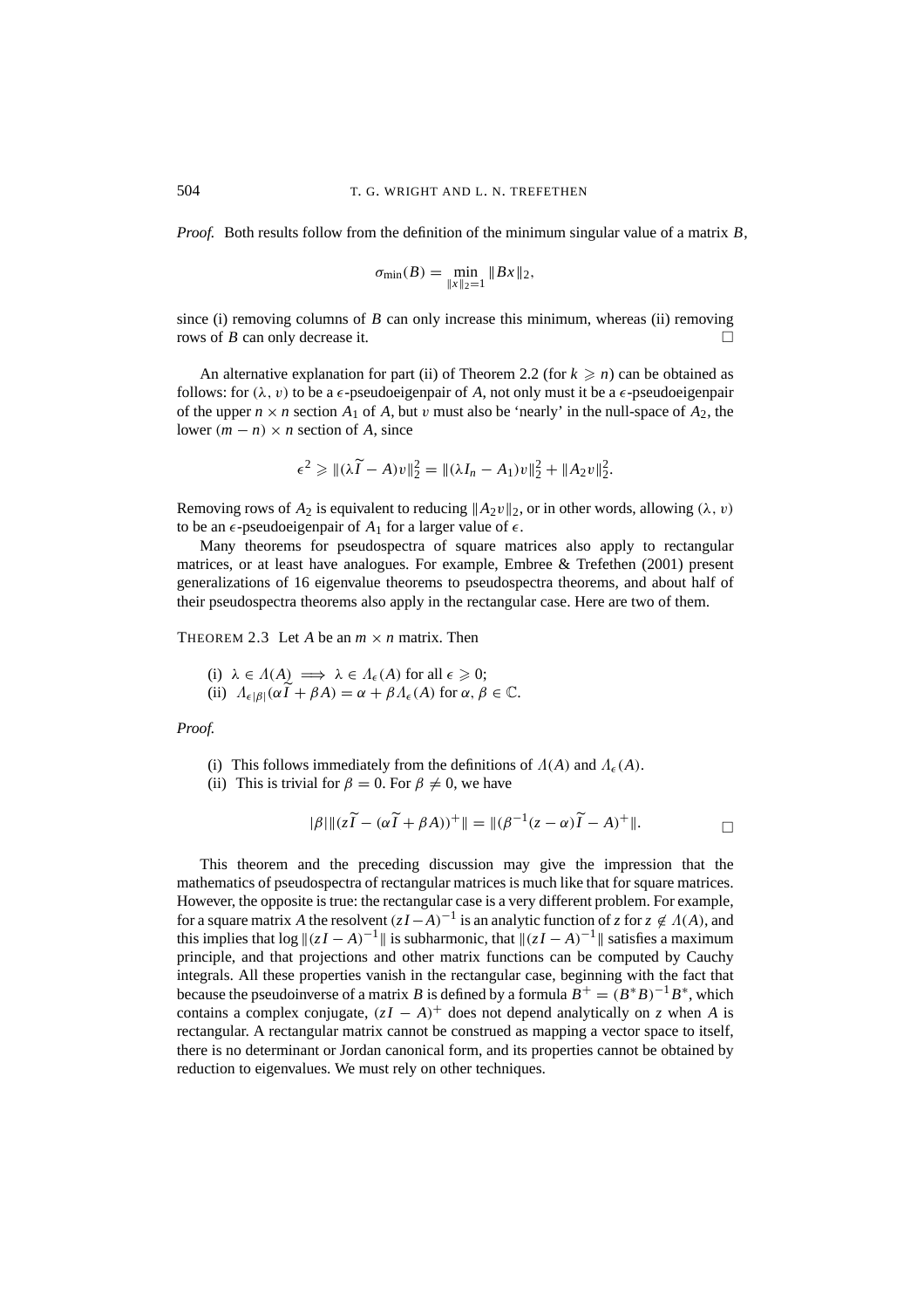*Proof.* Both results follow from the definition of the minimum singular value of a matrix $B$,

$$\sigma_{\min}(B) = \min_{\|x\|_2=1} \|Bx\|_2,$$

since (i) removing columns of $B$ can only increase this minimum, whereas (ii) removing rows of $B$ can only decrease it. □

An alternative explanation for part (ii) of Theorem 2.2 (for $k \geqslant n$) can be obtained as follows: for $(\lambda, v)$ to be a $\epsilon$-pseudoeigenpair of $A$, not only must it be a $\epsilon$-pseudoeigenpair of the upper $n \times n$ section $A_1$ of $A$, but $v$ must also be 'nearly' in the null-space of $A_2$, the lower $(m-n) \times n$ section of $A$, since

$$\epsilon^2 \geqslant \|(\lambda \widetilde{I} - A)v\|_2^2 = \|(\lambda I_n - A_1)v\|_2^2 + \|A_2 v\|_2^2.$$

Removing rows of $A_2$ is equivalent to reducing $\|A_2 v\|_2$, or in other words, allowing $(\lambda, v)$ to be an $\epsilon$-pseudoeigenpair of $A_1$ for a larger value of $\epsilon$.

Many theorems for pseudospectra of square matrices also apply to rectangular matrices, or at least have analogues. For example, Embree & Trefethen (2001) present generalizations of 16 eigenvalue theorems to pseudospectra theorems, and about half of their pseudospectra theorems also apply in the rectangular case. Here are two of them.

THEOREM 2.3 Let $A$ be an $m \times n$ matrix. Then

(i) $\lambda \in \Lambda(A) \implies \lambda \in \Lambda_\epsilon(A)$ for all $\epsilon \geqslant 0$;
(ii) $\Lambda_{\epsilon|\beta|}(\alpha \widetilde{I} + \beta A) = \alpha + \beta \Lambda_\epsilon(A)$ for $\alpha, \beta \in \mathbb{C}$.

*Proof.*

(i) This follows immediately from the definitions of $\Lambda(A)$ and $\Lambda_\epsilon(A)$.
(ii) This is trivial for $\beta = 0$. For $\beta \neq 0$, we have

$$|\beta| \|(z\widetilde{I} - (\alpha \widetilde{I} + \beta A))^+\| = \|(\beta^{-1}(z - \alpha)\widetilde{I} - A)^+\|.$$

□

This theorem and the preceding discussion may give the impression that the mathematics of pseudospectra of rectangular matrices is much like that for square matrices. However, the opposite is true: the rectangular case is a very different problem. For example, for a square matrix $A$ the resolvent $(zI - A)^{-1}$ is an analytic function of $z$ for $z \notin \Lambda(A)$, and this implies that $\log \|(zI - A)^{-1}\|$ is subharmonic, that $\|(zI - A)^{-1}\|$ satisfies a maximum principle, and that projections and other matrix functions can be computed by Cauchy integrals. All these properties vanish in the rectangular case, beginning with the fact that because the pseudoinverse of a matrix $B$ is defined by a formula $B^+ = (B^*B)^{-1}B^*$, which contains a complex conjugate, $(zI - A)^+$ does not depend analytically on $z$ when $A$ is rectangular. A rectangular matrix cannot be construed as mapping a vector space to itself, there is no determinant or Jordan canonical form, and its properties cannot be obtained by reduction to eigenvalues. We must rely on other techniques.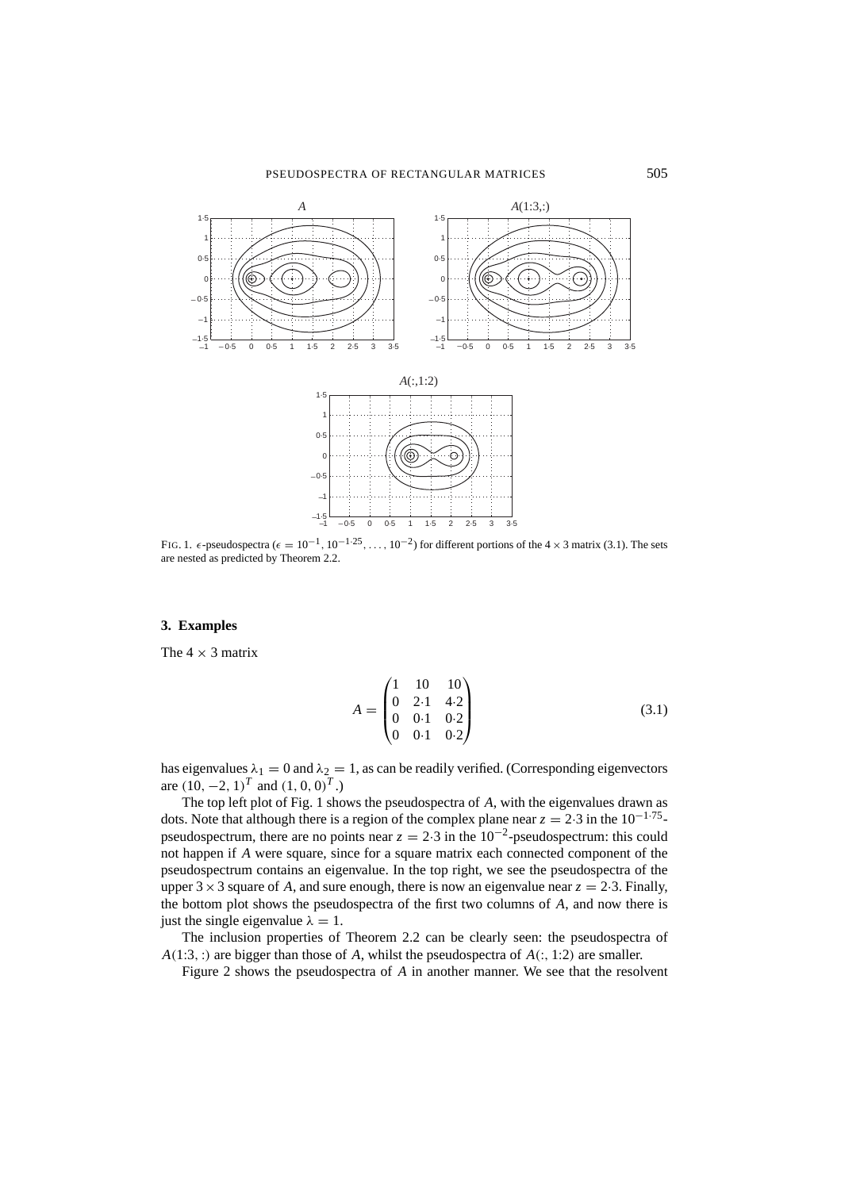FIG. 1. $\epsilon$-pseudospectra ($\epsilon = 10^{-1}, 10^{-1\cdot25}, \ldots, 10^{-2}$) for different portions of the $4 \times 3$ matrix (3.1). The sets are nested as predicted by Theorem 2.2.

## 3. Examples

The $4 \times 3$ matrix

$$A = \begin{pmatrix} 1 & 10 & 10 \\ 0 & 2\cdot1 & 4\cdot2 \\ 0 & 0\cdot1 & 0\cdot2 \\ 0 & 0\cdot1 & 0\cdot2 \end{pmatrix} \tag{3.1}$$

has eigenvalues $\lambda_1 = 0$ and $\lambda_2 = 1$, as can be readily verified. (Corresponding eigenvectors are $(10, -2, 1)^T$ and $(1, 0, 0)^T$.)

The top left plot of Fig. 1 shows the pseudospectra of $A$, with the eigenvalues drawn as dots. Note that although there is a region of the complex plane near $z = 2\cdot3$ in the $10^{-1\cdot75}$-pseudospectrum, there are no points near $z = 2\cdot3$ in the $10^{-2}$-pseudospectrum: this could not happen if $A$ were square, since for a square matrix each connected component of the pseudospectrum contains an eigenvalue. In the top right, we see the pseudospectra of the upper $3 \times 3$ square of $A$, and sure enough, there is now an eigenvalue near $z = 2\cdot3$. Finally, the bottom plot shows the pseudospectra of the first two columns of $A$, and now there is just the single eigenvalue $\lambda = 1$.

The inclusion properties of Theorem 2.2 can be clearly seen: the pseudospectra of $A(1{:}3, :)$ are bigger than those of $A$, whilst the pseudospectra of $A(:, 1{:}2)$ are smaller.

Figure 2 shows the pseudospectra of $A$ in another manner. We see that the resolvent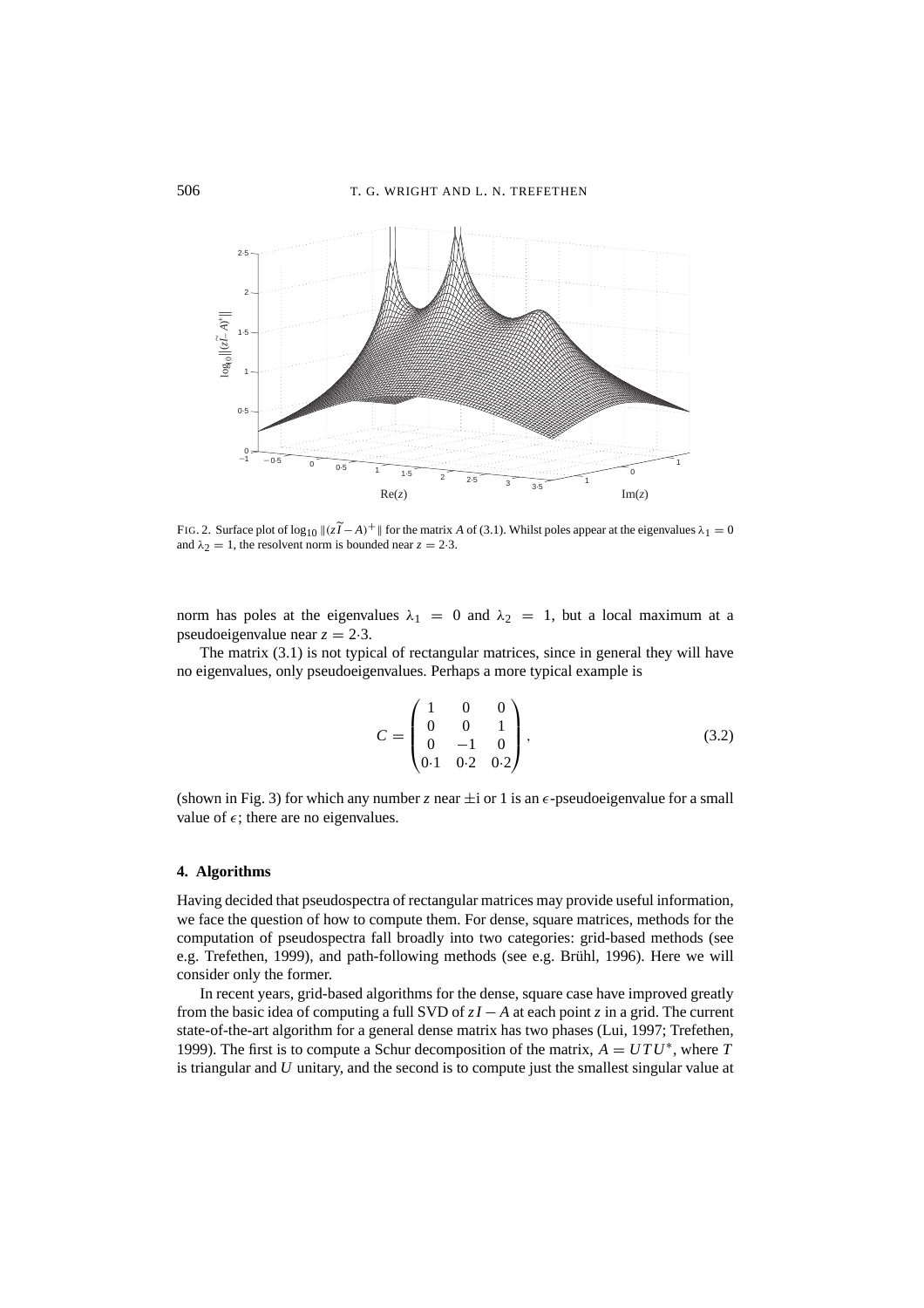FIG. 2. Surface plot of $\log_{10} \|(z\widetilde{I} - A)^+\|$ for the matrix $A$ of (3.1). Whilst poles appear at the eigenvalues $\lambda_1 = 0$ and $\lambda_2 = 1$, the resolvent norm is bounded near $z = 2{\cdot}3$.

norm has poles at the eigenvalues $\lambda_1 = 0$ and $\lambda_2 = 1$, but a local maximum at a pseudoeigenvalue near $z = 2{\cdot}3$.

The matrix (3.1) is not typical of rectangular matrices, since in general they will have no eigenvalues, only pseudoeigenvalues. Perhaps a more typical example is

$$C = \begin{pmatrix} 1 & 0 & 0 \\ 0 & 0 & 1 \\ 0 & -1 & 0 \\ 0{\cdot}1 & 0{\cdot}2 & 0{\cdot}2 \end{pmatrix}, \tag{3.2}$$

(shown in Fig. 3) for which any number $z$ near $\pm$i or 1 is an $\epsilon$-pseudoeigenvalue for a small value of $\epsilon$; there are no eigenvalues.

## 4. Algorithms

Having decided that pseudospectra of rectangular matrices may provide useful information, we face the question of how to compute them. For dense, square matrices, methods for the computation of pseudospectra fall broadly into two categories: grid-based methods (see e.g. Trefethen, 1999), and path-following methods (see e.g. Brühl, 1996). Here we will consider only the former.

In recent years, grid-based algorithms for the dense, square case have improved greatly from the basic idea of computing a full SVD of $zI - A$ at each point $z$ in a grid. The current state-of-the-art algorithm for a general dense matrix has two phases (Lui, 1997; Trefethen, 1999). The first is to compute a Schur decomposition of the matrix, $A = UTU^*$, where $T$ is triangular and $U$ unitary, and the second is to compute just the smallest singular value at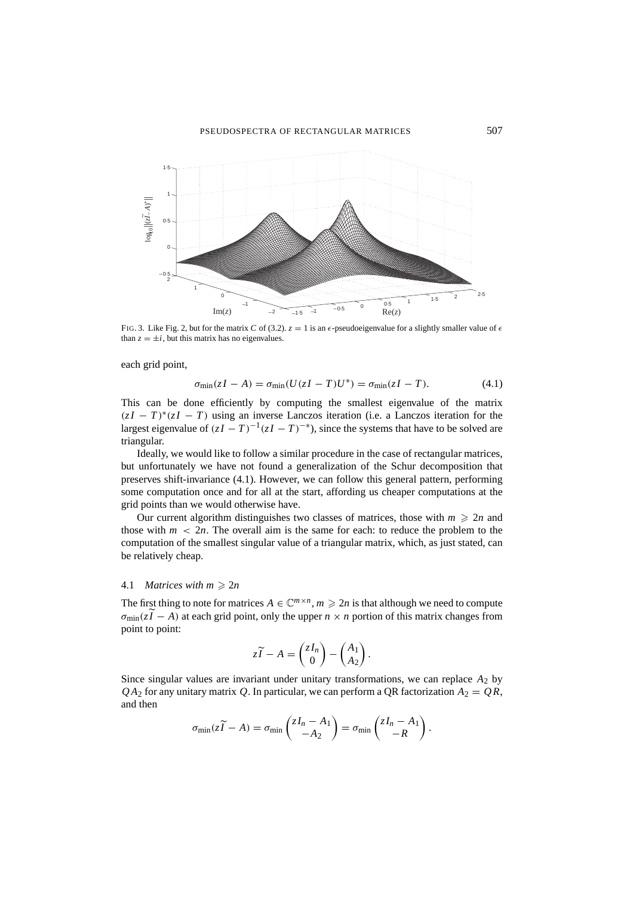FIG. 3. Like Fig. 2, but for the matrix $C$ of (3.2). $z = 1$ is an $\epsilon$-pseudoeigenvalue for a slightly smaller value of $\epsilon$ than $z = \pm i$, but this matrix has no eigenvalues.

each grid point,

$$\sigma_{\min}(zI - A) = \sigma_{\min}(U(zI - T)U^*) = \sigma_{\min}(zI - T). \tag{4.1}$$

This can be done efficiently by computing the smallest eigenvalue of the matrix $(zI - T)^*(zI - T)$ using an inverse Lanczos iteration (i.e. a Lanczos iteration for the largest eigenvalue of $(zI - T)^{-1}(zI - T)^{-*}$), since the systems that have to be solved are triangular.

Ideally, we would like to follow a similar procedure in the case of rectangular matrices, but unfortunately we have not found a generalization of the Schur decomposition that preserves shift-invariance (4.1). However, we can follow this general pattern, performing some computation once and for all at the start, affording us cheaper computations at the grid points than we would otherwise have.

Our current algorithm distinguishes two classes of matrices, those with $m \geqslant 2n$ and those with $m < 2n$. The overall aim is the same for each: to reduce the problem to the computation of the smallest singular value of a triangular matrix, which, as just stated, can be relatively cheap.

### 4.1 *Matrices with $m \geqslant 2n$*

The first thing to note for matrices $A \in \mathbb{C}^{m\times n}$, $m \geqslant 2n$ is that although we need to compute $\sigma_{\min}(z\widetilde{I} - A)$ at each grid point, only the upper $n \times n$ portion of this matrix changes from point to point:

$$z\widetilde{I} - A = \begin{pmatrix} zI_n \\ 0 \end{pmatrix} - \begin{pmatrix} A_1 \\ A_2 \end{pmatrix}.$$

Since singular values are invariant under unitary transformations, we can replace $A_2$ by $QA_2$ for any unitary matrix $Q$. In particular, we can perform a QR factorization $A_2 = QR$, and then

$$\sigma_{\min}(z\widetilde{I} - A) = \sigma_{\min}\begin{pmatrix} zI_n - A_1 \\ -A_2 \end{pmatrix} = \sigma_{\min}\begin{pmatrix} zI_n - A_1 \\ -R \end{pmatrix}.$$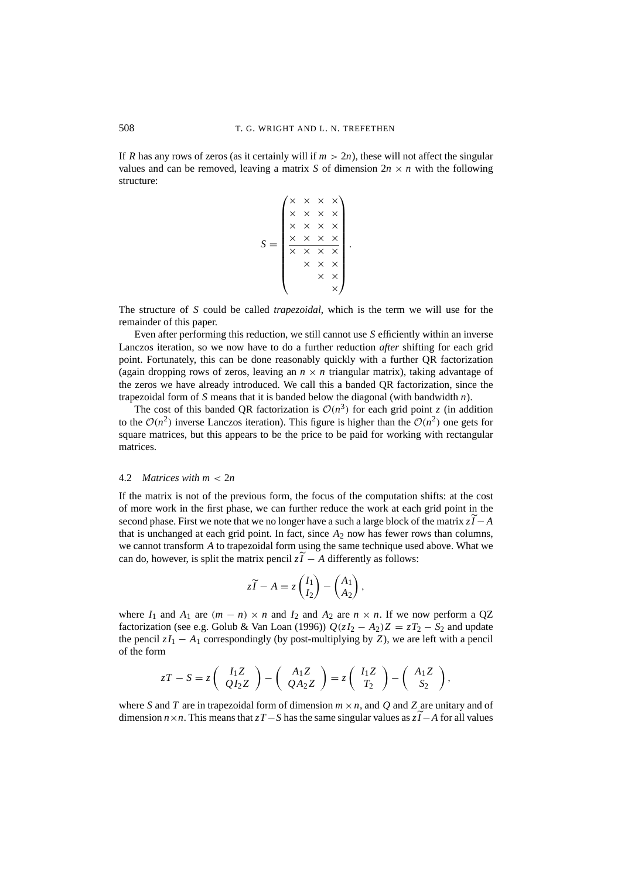If $R$ has any rows of zeros (as it certainly will if $m > 2n$), these will not affect the singular values and can be removed, leaving a matrix $S$ of dimension $2n \times n$ with the following structure:

$$S = \begin{pmatrix} \times & \times & \times & \times \\ \times & \times & \times & \times \\ \times & \times & \times & \times \\ \times & \times & \times & \times \\ \hline \times & \times & \times & \times \\ & \times & \times & \times \\ & & \times & \times \\ & & & \times \end{pmatrix}.$$

The structure of $S$ could be called *trapezoidal*, which is the term we will use for the remainder of this paper.

Even after performing this reduction, we still cannot use $S$ efficiently within an inverse Lanczos iteration, so we now have to do a further reduction *after* shifting for each grid point. Fortunately, this can be done reasonably quickly with a further QR factorization (again dropping rows of zeros, leaving an $n \times n$ triangular matrix), taking advantage of the zeros we have already introduced. We call this a banded QR factorization, since the trapezoidal form of $S$ means that it is banded below the diagonal (with bandwidth $n$).

The cost of this banded QR factorization is $\mathcal{O}(n^3)$ for each grid point $z$ (in addition to the $\mathcal{O}(n^2)$ inverse Lanczos iteration). This figure is higher than the $\mathcal{O}(n^2)$ one gets for square matrices, but this appears to be the price to be paid for working with rectangular matrices.

### 4.2 *Matrices with $m < 2n$*

If the matrix is not of the previous form, the focus of the computation shifts: at the cost of more work in the first phase, we can further reduce the work at each grid point in the second phase. First we note that we no longer have a such a large block of the matrix $z\widetilde{I} - A$ that is unchanged at each grid point. In fact, since $A_2$ now has fewer rows than columns, we cannot transform $A$ to trapezoidal form using the same technique used above. What we can do, however, is split the matrix pencil $z\widetilde{I} - A$ differently as follows:

$$z\widetilde{I} - A = z\begin{pmatrix} I_1 \\ I_2 \end{pmatrix} - \begin{pmatrix} A_1 \\ A_2 \end{pmatrix},$$

where $I_1$ and $A_1$ are $(m - n) \times n$ and $I_2$ and $A_2$ are $n \times n$. If we now perform a QZ factorization (see e.g. Golub & Van Loan (1996)) $Q(zI_2 - A_2)Z = zT_2 - S_2$ and update the pencil $zI_1 - A_1$ correspondingly (by post-multiplying by $Z$), we are left with a pencil of the form

$$zT - S = z\begin{pmatrix} I_1 Z \\ QI_2 Z \end{pmatrix} - \begin{pmatrix} A_1 Z \\ QA_2 Z \end{pmatrix} = z\begin{pmatrix} I_1 Z \\ T_2 \end{pmatrix} - \begin{pmatrix} A_1 Z \\ S_2 \end{pmatrix},$$

where $S$ and $T$ are in trapezoidal form of dimension $m \times n$, and $Q$ and $Z$ are unitary and of dimension $n \times n$. This means that $zT - S$ has the same singular values as $z\widetilde{I} - A$ for all values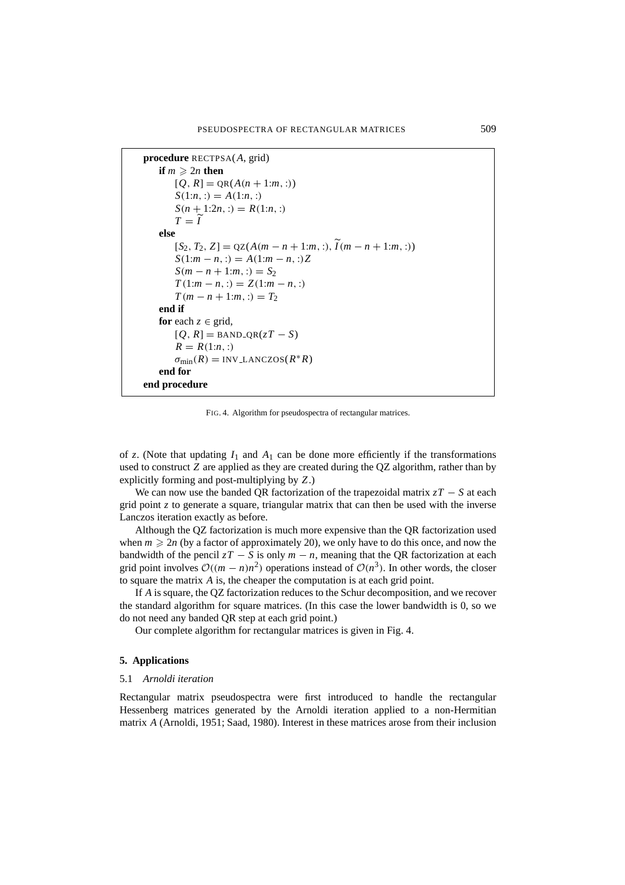```
procedure RECTPSA(A, grid)
    if m ⩾ 2n then
        [Q, R] = QR(A(n + 1:m, :))
        S(1:n, :) = A(1:n, :)
        S(n + 1:2n, :) = R(1:n, :)
        T = Ĩ
    else
        [S_2, T_2, Z] = QZ(A(m − n + 1:m, :), Ĩ(m − n + 1:m, :))
        S(1:m − n, :) = A(1:m − n, :)Z
        S(m − n + 1:m, :) = S_2
        T(1:m − n, :) = Z(1:m − n, :)
        T(m − n + 1:m, :) = T_2
    end if
    for each z ∈ grid,
        [Q, R] = BAND_QR(zT − S)
        R = R(1:n, :)
        σ_min(R) = INV_LANCZOS(R*R)
    end for
end procedure
```

FIG. 4. Algorithm for pseudospectra of rectangular matrices.

of $z$. (Note that updating $I_1$ and $A_1$ can be done more efficiently if the transformations used to construct $Z$ are applied as they are created during the QZ algorithm, rather than by explicitly forming and post-multiplying by $Z$.)

We can now use the banded QR factorization of the trapezoidal matrix $zT - S$ at each grid point $z$ to generate a square, triangular matrix that can then be used with the inverse Lanczos iteration exactly as before.

Although the QZ factorization is much more expensive than the QR factorization used when $m \geqslant 2n$ (by a factor of approximately 20), we only have to do this once, and now the bandwidth of the pencil $zT - S$ is only $m - n$, meaning that the QR factorization at each grid point involves $\mathcal{O}((m-n)n^2)$ operations instead of $\mathcal{O}(n^3)$. In other words, the closer to square the matrix $A$ is, the cheaper the computation is at each grid point.

If $A$ is square, the QZ factorization reduces to the Schur decomposition, and we recover the standard algorithm for square matrices. (In this case the lower bandwidth is 0, so we do not need any banded QR step at each grid point.)

Our complete algorithm for rectangular matrices is given in Fig. 4.

## 5. Applications

### 5.1 *Arnoldi iteration*

Rectangular matrix pseudospectra were first introduced to handle the rectangular Hessenberg matrices generated by the Arnoldi iteration applied to a non-Hermitian matrix $A$ (Arnoldi, 1951; Saad, 1980). Interest in these matrices arose from their inclusion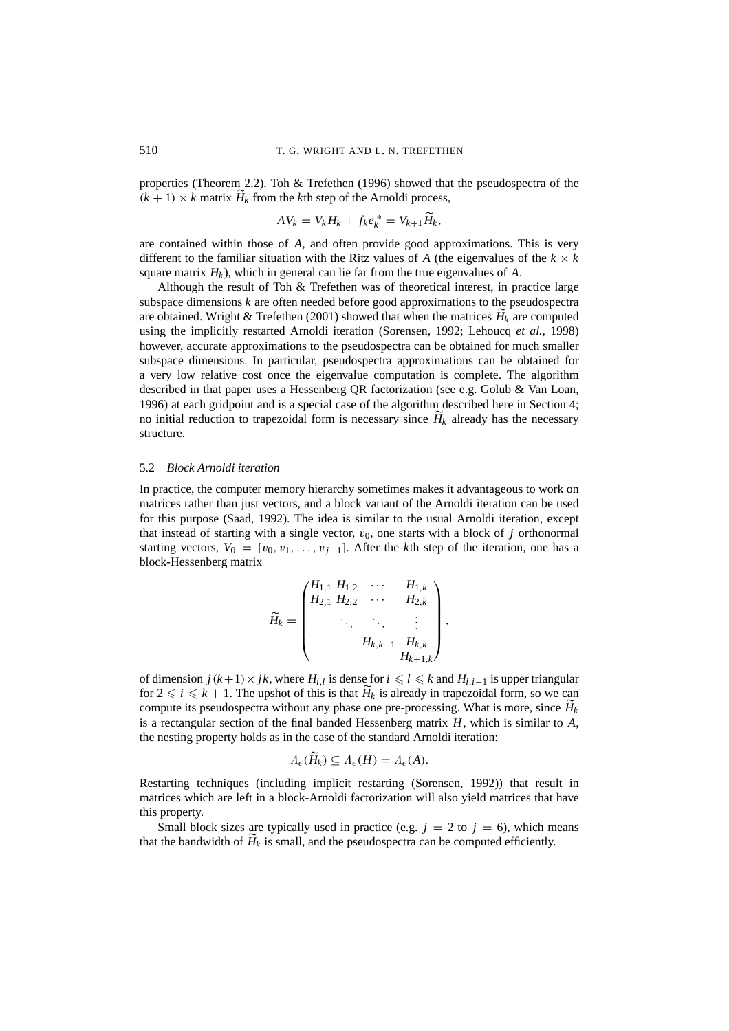properties (Theorem 2.2). Toh & Trefethen (1996) showed that the pseudospectra of the $(k+1) \times k$ matrix $\widetilde{H}_k$ from the $k$th step of the Arnoldi process,

$$AV_k = V_k H_k + f_k e_k^* = V_{k+1} \widetilde{H}_k,$$

are contained within those of $A$, and often provide good approximations. This is very different to the familiar situation with the Ritz values of $A$ (the eigenvalues of the $k \times k$ square matrix $H_k$), which in general can lie far from the true eigenvalues of $A$.

Although the result of Toh & Trefethen was of theoretical interest, in practice large subspace dimensions $k$ are often needed before good approximations to the pseudospectra are obtained. Wright & Trefethen (2001) showed that when the matrices $\widetilde{H}_k$ are computed using the implicitly restarted Arnoldi iteration (Sorensen, 1992; Lehoucq *et al.*, 1998) however, accurate approximations to the pseudospectra can be obtained for much smaller subspace dimensions. In particular, pseudospectra approximations can be obtained for a very low relative cost once the eigenvalue computation is complete. The algorithm described in that paper uses a Hessenberg QR factorization (see e.g. Golub & Van Loan, 1996) at each gridpoint and is a special case of the algorithm described here in Section 4; no initial reduction to trapezoidal form is necessary since $\widetilde{H}_k$ already has the necessary structure.

### 5.2 *Block Arnoldi iteration*

In practice, the computer memory hierarchy sometimes makes it advantageous to work on matrices rather than just vectors, and a block variant of the Arnoldi iteration can be used for this purpose (Saad, 1992). The idea is similar to the usual Arnoldi iteration, except that instead of starting with a single vector, $v_0$, one starts with a block of $j$ orthonormal starting vectors, $V_0 = [v_0, v_1, \ldots, v_{j-1}]$. After the $k$th step of the iteration, one has a block-Hessenberg matrix

$$\widetilde{H}_k = \begin{pmatrix} H_{1,1} & H_{1,2} & \cdots & H_{1,k} \\ H_{2,1} & H_{2,2} & \cdots & H_{2,k} \\ & \ddots & \ddots & \vdots \\ & & H_{k,k-1} & H_{k,k} \\ & & & H_{k+1,k} \end{pmatrix},$$

of dimension $j(k+1) \times jk$, where $H_{i,l}$ is dense for $i \leqslant l \leqslant k$ and $H_{i,i-1}$ is upper triangular for $2 \leqslant i \leqslant k+1$. The upshot of this is that $\widetilde{H}_k$ is already in trapezoidal form, so we can compute its pseudospectra without any phase one pre-processing. What is more, since $\widetilde{H}_k$ is a rectangular section of the final banded Hessenberg matrix $H$, which is similar to $A$, the nesting property holds as in the case of the standard Arnoldi iteration:

$$\Lambda_\epsilon(\widetilde{H}_k) \subseteq \Lambda_\epsilon(H) = \Lambda_\epsilon(A).$$

Restarting techniques (including implicit restarting (Sorensen, 1992)) that result in matrices which are left in a block-Arnoldi factorization will also yield matrices that have this property.

Small block sizes are typically used in practice (e.g. $j = 2$ to $j = 6$), which means that the bandwidth of $\widetilde{H}_k$ is small, and the pseudospectra can be computed efficiently.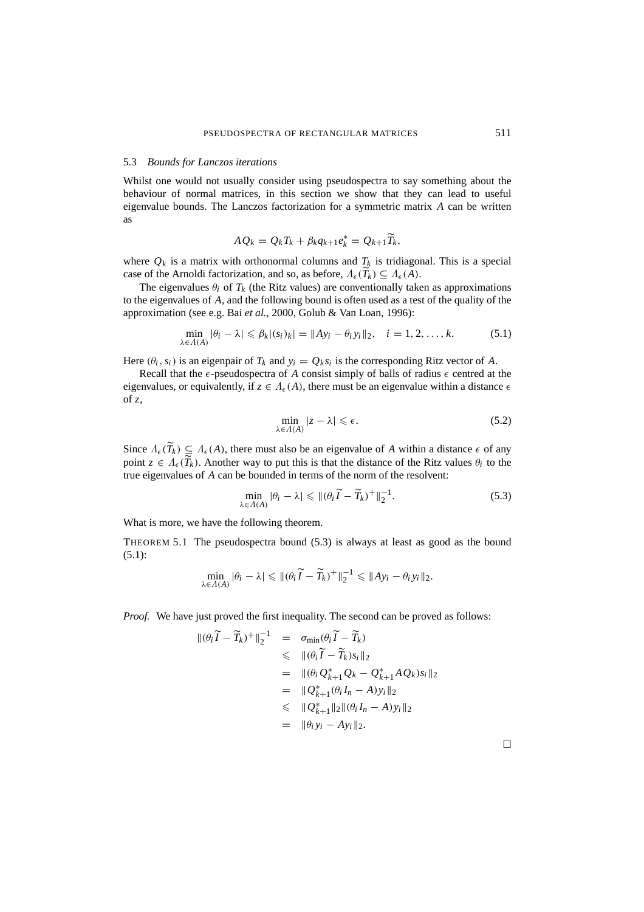### 5.3 *Bounds for Lanczos iterations*

Whilst one would not usually consider using pseudospectra to say something about the behaviour of normal matrices, in this section we show that they can lead to useful eigenvalue bounds. The Lanczos factorization for a symmetric matrix $A$ can be written as

$$AQ_k = Q_k T_k + \beta_k q_{k+1} e_k^* = Q_{k+1} \widetilde{T}_k,$$

where $Q_k$ is a matrix with orthonormal columns and $T_k$ is tridiagonal. This is a special case of the Arnoldi factorization, and so, as before, $\Lambda_\epsilon(\widetilde{T}_k) \subseteq \Lambda_\epsilon(A)$.

The eigenvalues $\theta_i$ of $T_k$ (the Ritz values) are conventionally taken as approximations to the eigenvalues of $A$, and the following bound is often used as a test of the quality of the approximation (see e.g. Bai *et al.*, 2000, Golub & Van Loan, 1996):

$$\min_{\lambda \in \Lambda(A)} |\theta_i - \lambda| \leqslant \beta_k |(s_i)_k| = \|Ay_i - \theta_i y_i\|_2, \quad i = 1, 2, \ldots, k. \tag{5.1}$$

Here $(\theta_i, s_i)$ is an eigenpair of $T_k$ and $y_i = Q_k s_i$ is the corresponding Ritz vector of $A$.

Recall that the $\epsilon$-pseudospectra of $A$ consist simply of balls of radius $\epsilon$ centred at the eigenvalues, or equivalently, if $z \in \Lambda_\epsilon(A)$, there must be an eigenvalue within a distance $\epsilon$ of $z$,

$$\min_{\lambda \in \Lambda(A)} |z - \lambda| \leqslant \epsilon. \tag{5.2}$$

Since $\Lambda_\epsilon(\widetilde{T}_k) \subseteq \Lambda_\epsilon(A)$, there must also be an eigenvalue of $A$ within a distance $\epsilon$ of any point $z \in \Lambda_\epsilon(\widetilde{T}_k)$. Another way to put this is that the distance of the Ritz values $\theta_i$ to the true eigenvalues of $A$ can be bounded in terms of the norm of the resolvent:

$$\min_{\lambda \in \Lambda(A)} |\theta_i - \lambda| \leqslant \|(\theta_i \widetilde{I} - \widetilde{T}_k)^+\|_2^{-1}. \tag{5.3}$$

What is more, we have the following theorem.

THEOREM 5.1 The pseudospectra bound (5.3) is always at least as good as the bound (5.1):

$$\min_{\lambda \in \Lambda(A)} |\theta_i - \lambda| \leqslant \|(\theta_i \widetilde{I} - \widetilde{T}_k)^+\|_2^{-1} \leqslant \|Ay_i - \theta_i y_i\|_2.$$

*Proof.* We have just proved the first inequality. The second can be proved as follows:

$$\begin{aligned}
\|(\theta_i \widetilde{I} - \widetilde{T}_k)^+\|_2^{-1} &= \sigma_{\min}(\theta_i \widetilde{I} - \widetilde{T}_k) \\
&\leqslant \|(\theta_i \widetilde{I} - \widetilde{T}_k) s_i\|_2 \\
&= \|(\theta_i Q_{k+1}^* Q_k - Q_{k+1}^* A Q_k) s_i\|_2 \\
&= \|Q_{k+1}^* (\theta_i I_n - A) y_i\|_2 \\
&\leqslant \|Q_{k+1}^*\|_2 \|(\theta_i I_n - A) y_i\|_2 \\
&= \|\theta_i y_i - Ay_i\|_2.
\end{aligned}$$

□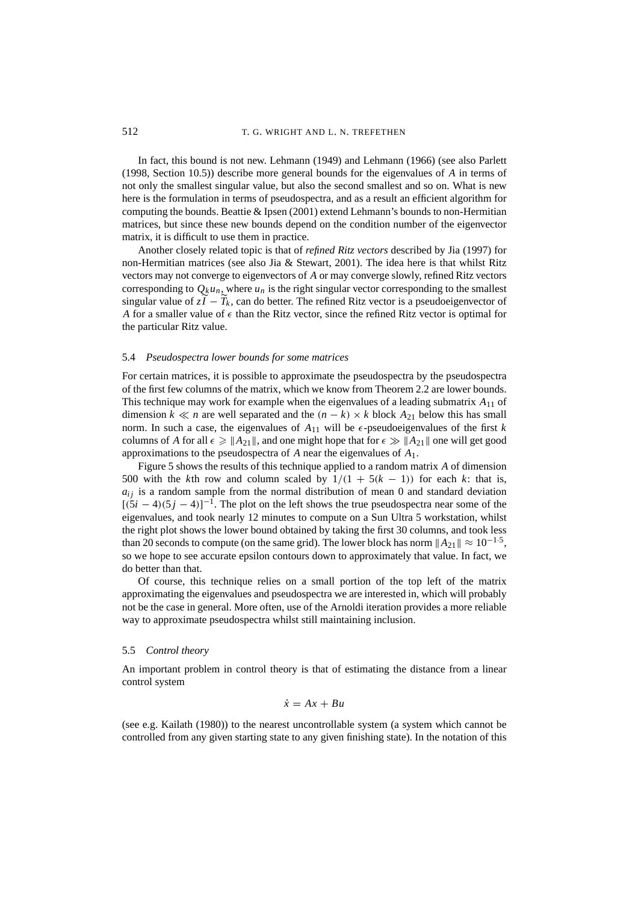In fact, this bound is not new. Lehmann (1949) and Lehmann (1966) (see also Parlett (1998, Section 10.5)) describe more general bounds for the eigenvalues of $A$ in terms of not only the smallest singular value, but also the second smallest and so on. What is new here is the formulation in terms of pseudospectra, and as a result an efficient algorithm for computing the bounds. Beattie & Ipsen (2001) extend Lehmann's bounds to non-Hermitian matrices, but since these new bounds depend on the condition number of the eigenvector matrix, it is difficult to use them in practice.

Another closely related topic is that of *refined Ritz vectors* described by Jia (1997) for non-Hermitian matrices (see also Jia & Stewart, 2001). The idea here is that whilst Ritz vectors may not converge to eigenvectors of $A$ or may converge slowly, refined Ritz vectors corresponding to $Q_k u_n$, where $u_n$ is the right singular vector corresponding to the smallest singular value of $z\widetilde{I} - \widetilde{T}_k$, can do better. The refined Ritz vector is a pseudoeigenvector of $A$ for a smaller value of $\epsilon$ than the Ritz vector, since the refined Ritz vector is optimal for the particular Ritz value.

### 5.4 *Pseudospectra lower bounds for some matrices*

For certain matrices, it is possible to approximate the pseudospectra by the pseudospectra of the first few columns of the matrix, which we know from Theorem 2.2 are lower bounds. This technique may work for example when the eigenvalues of a leading submatrix $A_{11}$ of dimension $k \ll n$ are well separated and the $(n-k) \times k$ block $A_{21}$ below this has small norm. In such a case, the eigenvalues of $A_{11}$ will be $\epsilon$-pseudoeigenvalues of the first $k$ columns of $A$ for all $\epsilon \geqslant \|A_{21}\|$, and one might hope that for $\epsilon \gg \|A_{21}\|$ one will get good approximations to the pseudospectra of $A$ near the eigenvalues of $A_1$.

Figure 5 shows the results of this technique applied to a random matrix $A$ of dimension 500 with the $k$th row and column scaled by $1/(1 + 5(k-1))$ for each $k$: that is, $a_{ij}$ is a random sample from the normal distribution of mean 0 and standard deviation $[(5i-4)(5j-4)]^{-1}$. The plot on the left shows the true pseudospectra near some of the eigenvalues, and took nearly 12 minutes to compute on a Sun Ultra 5 workstation, whilst the right plot shows the lower bound obtained by taking the first 30 columns, and took less than 20 seconds to compute (on the same grid). The lower block has norm $\|A_{21}\| \approx 10^{-1.5}$, so we hope to see accurate epsilon contours down to approximately that value. In fact, we do better than that.

Of course, this technique relies on a small portion of the top left of the matrix approximating the eigenvalues and pseudospectra we are interested in, which will probably not be the case in general. More often, use of the Arnoldi iteration provides a more reliable way to approximate pseudospectra whilst still maintaining inclusion.

### 5.5 *Control theory*

An important problem in control theory is that of estimating the distance from a linear control system

$$\dot{x} = Ax + Bu$$

(see e.g. Kailath (1980)) to the nearest uncontrollable system (a system which cannot be controlled from any given starting state to any given finishing state). In the notation of this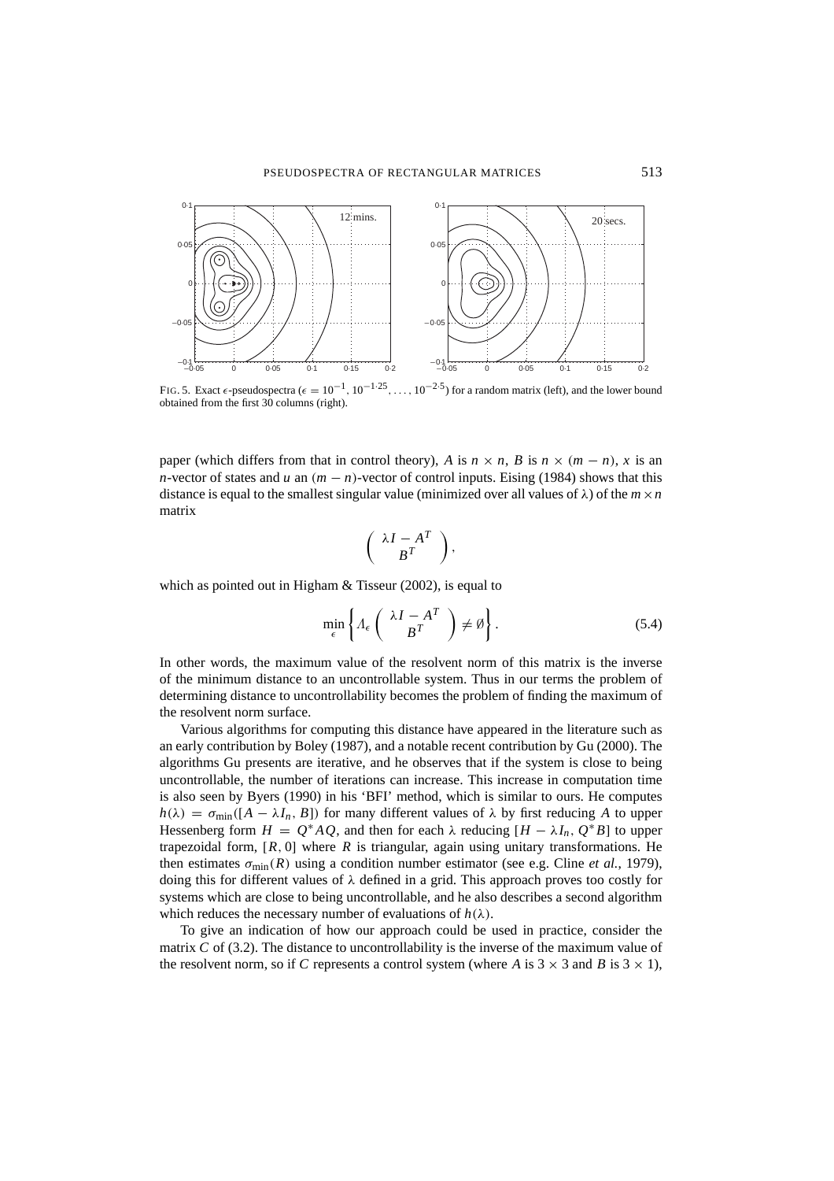FIG. 5. Exact $\epsilon$-pseudospectra ($\epsilon = 10^{-1}, 10^{-1\cdot 25}, \ldots, 10^{-2\cdot 5}$) for a random matrix (left), and the lower bound obtained from the first 30 columns (right).

paper (which differs from that in control theory), $A$ is $n \times n$, $B$ is $n \times (m-n)$, $x$ is an $n$-vector of states and $u$ an $(m-n)$-vector of control inputs. Eising (1984) shows that this distance is equal to the smallest singular value (minimized over all values of $\lambda$) of the $m \times n$ matrix

$$\begin{pmatrix} \lambda I - A^T \\ B^T \end{pmatrix},$$

which as pointed out in Higham & Tisseur (2002), is equal to

$$\min_{\epsilon} \left\{ \Lambda_\epsilon \begin{pmatrix} \lambda I - A^T \\ B^T \end{pmatrix} \neq \emptyset \right\}. \tag{5.4}$$

In other words, the maximum value of the resolvent norm of this matrix is the inverse of the minimum distance to an uncontrollable system. Thus in our terms the problem of determining distance to uncontrollability becomes the problem of finding the maximum of the resolvent norm surface.

Various algorithms for computing this distance have appeared in the literature such as an early contribution by Boley (1987), and a notable recent contribution by Gu (2000). The algorithms Gu presents are iterative, and he observes that if the system is close to being uncontrollable, the number of iterations can increase. This increase in computation time is also seen by Byers (1990) in his 'BFI' method, which is similar to ours. He computes $h(\lambda) = \sigma_{\min}([A - \lambda I_n, B])$ for many different values of $\lambda$ by first reducing $A$ to upper Hessenberg form $H = Q^*AQ$, and then for each $\lambda$ reducing $[H - \lambda I_n, Q^*B]$ to upper trapezoidal form, $[R, 0]$ where $R$ is triangular, again using unitary transformations. He then estimates $\sigma_{\min}(R)$ using a condition number estimator (see e.g. Cline *et al.*, 1979), doing this for different values of $\lambda$ defined in a grid. This approach proves too costly for systems which are close to being uncontrollable, and he also describes a second algorithm which reduces the necessary number of evaluations of $h(\lambda)$.

To give an indication of how our approach could be used in practice, consider the matrix $C$ of (3.2). The distance to uncontrollability is the inverse of the maximum value of the resolvent norm, so if $C$ represents a control system (where $A$ is $3 \times 3$ and $B$ is $3 \times 1$),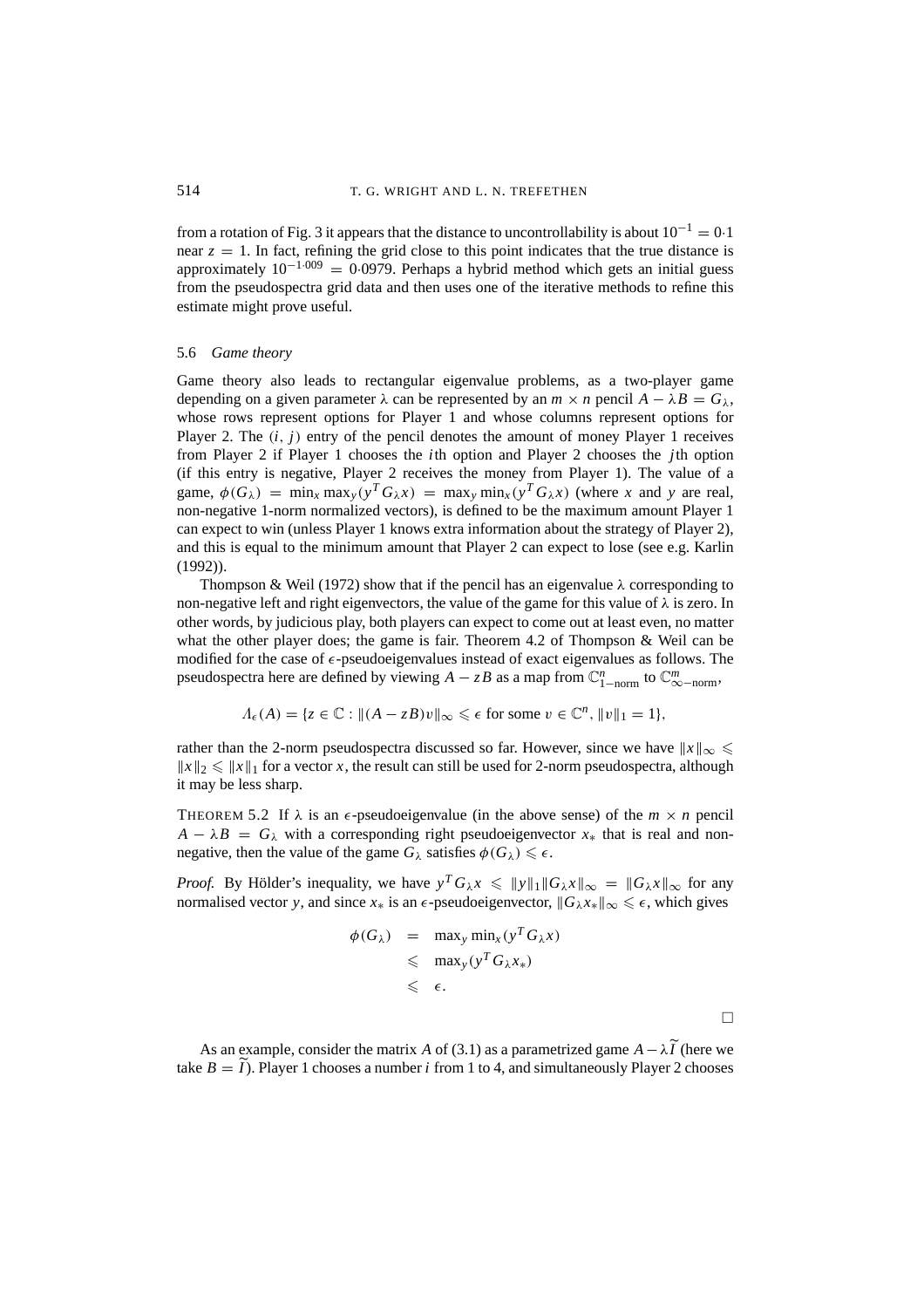from a rotation of Fig. 3 it appears that the distance to uncontrollability is about $10^{-1} = 0{\cdot}1$ near $z = 1$. In fact, refining the grid close to this point indicates that the true distance is approximately $10^{-1{\cdot}009} = 0{\cdot}0979$. Perhaps a hybrid method which gets an initial guess from the pseudospectra grid data and then uses one of the iterative methods to refine this estimate might prove useful.

### 5.6 *Game theory*

Game theory also leads to rectangular eigenvalue problems, as a two-player game depending on a given parameter $\lambda$ can be represented by an $m \times n$ pencil $A - \lambda B = G_\lambda$, whose rows represent options for Player 1 and whose columns represent options for Player 2. The $(i, j)$ entry of the pencil denotes the amount of money Player 1 receives from Player 2 if Player 1 chooses the $i$th option and Player 2 chooses the $j$th option (if this entry is negative, Player 2 receives the money from Player 1). The value of a game, $\phi(G_\lambda) = \min_x \max_y (y^T G_\lambda x) = \max_y \min_x (y^T G_\lambda x)$ (where $x$ and $y$ are real, non-negative 1-norm normalized vectors), is defined to be the maximum amount Player 1 can expect to win (unless Player 1 knows extra information about the strategy of Player 2), and this is equal to the minimum amount that Player 2 can expect to lose (see e.g. Karlin (1992)).

Thompson & Weil (1972) show that if the pencil has an eigenvalue $\lambda$ corresponding to non-negative left and right eigenvectors, the value of the game for this value of $\lambda$ is zero. In other words, by judicious play, both players can expect to come out at least even, no matter what the other player does; the game is fair. Theorem 4.2 of Thompson & Weil can be modified for the case of $\epsilon$-pseudoeigenvalues instead of exact eigenvalues as follows. The pseudospectra here are defined by viewing $A - zB$ as a map from $\mathbb{C}^n_{1-\text{norm}}$ to $\mathbb{C}^m_{\infty-\text{norm}}$,

$$\Lambda_\epsilon(A) = \{z \in \mathbb{C} : \|(A - zB)v\|_\infty \leqslant \epsilon \text{ for some } v \in \mathbb{C}^n, \|v\|_1 = 1\},$$

rather than the 2-norm pseudospectra discussed so far. However, since we have $\|x\|_\infty \leqslant \|x\|_2 \leqslant \|x\|_1$ for a vector $x$, the result can still be used for 2-norm pseudospectra, although it may be less sharp.

THEOREM 5.2 If $\lambda$ is an $\epsilon$-pseudoeigenvalue (in the above sense) of the $m \times n$ pencil $A - \lambda B = G_\lambda$ with a corresponding right pseudoeigenvector $x_*$ that is real and non-negative, then the value of the game $G_\lambda$ satisfies $\phi(G_\lambda) \leqslant \epsilon$.

*Proof.* By Hölder's inequality, we have $y^T G_\lambda x \leqslant \|y\|_1 \|G_\lambda x\|_\infty = \|G_\lambda x\|_\infty$ for any normalised vector $y$, and since $x_*$ is an $\epsilon$-pseudoeigenvector, $\|G_\lambda x_*\|_\infty \leqslant \epsilon$, which gives

$$\begin{aligned}
\phi(G_\lambda) &= \max_y \min_x (y^T G_\lambda x) \\
&\leqslant \max_y (y^T G_\lambda x_*) \\
&\leqslant \epsilon.
\end{aligned}$$

□

As an example, consider the matrix $A$ of (3.1) as a parametrized game $A - \lambda \widetilde{I}$ (here we take $B = \widetilde{I}$). Player 1 chooses a number $i$ from 1 to 4, and simultaneously Player 2 chooses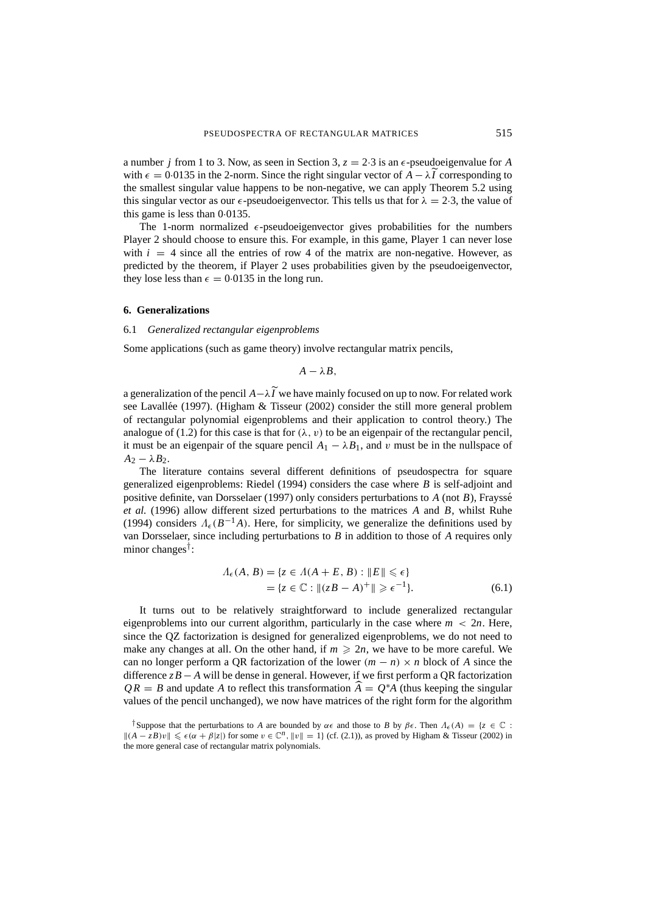a number $j$ from 1 to 3. Now, as seen in Section 3, $z = 2{\cdot}3$ is an $\epsilon$-pseudoeigenvalue for $A$ with $\epsilon = 0{\cdot}0135$ in the 2-norm. Since the right singular vector of $A - \lambda \widetilde{I}$ corresponding to the smallest singular value happens to be non-negative, we can apply Theorem 5.2 using this singular vector as our $\epsilon$-pseudoeigenvector. This tells us that for $\lambda = 2{\cdot}3$, the value of this game is less than $0{\cdot}0135$.

The 1-norm normalized $\epsilon$-pseudoeigenvector gives probabilities for the numbers Player 2 should choose to ensure this. For example, in this game, Player 1 can never lose with $i = 4$ since all the entries of row 4 of the matrix are non-negative. However, as predicted by the theorem, if Player 2 uses probabilities given by the pseudoeigenvector, they lose less than $\epsilon = 0{\cdot}0135$ in the long run.

## 6. Generalizations

### 6.1 *Generalized rectangular eigenproblems*

Some applications (such as game theory) involve rectangular matrix pencils,

$$A - \lambda B,$$

a generalization of the pencil $A - \lambda \widetilde{I}$ we have mainly focused on up to now. For related work see Lavallée (1997). (Higham & Tisseur (2002) consider the still more general problem of rectangular polynomial eigenproblems and their application to control theory.) The analogue of (1.2) for this case is that for $(\lambda, v)$ to be an eigenpair of the rectangular pencil, it must be an eigenpair of the square pencil $A_1 - \lambda B_1$, and $v$ must be in the nullspace of $A_2 - \lambda B_2$.

The literature contains several different definitions of pseudospectra for square generalized eigenproblems: Riedel (1994) considers the case where $B$ is self-adjoint and positive definite, van Dorsselaer (1997) only considers perturbations to $A$ (not $B$), Frayssé *et al.* (1996) allow different sized perturbations to the matrices $A$ and $B$, whilst Ruhe (1994) considers $\Lambda_\epsilon(B^{-1}A)$. Here, for simplicity, we generalize the definitions used by van Dorsselaer, since including perturbations to $B$ in addition to those of $A$ requires only minor changes[†]:

$$\begin{aligned}\Lambda_\epsilon(A, B) &= \{z \in \Lambda(A + E, B) : \|E\| \leqslant \epsilon\} \\ &= \{z \in \mathbb{C} : \|(zB - A)^+\| \geqslant \epsilon^{-1}\}.\end{aligned} \tag{6.1}$$

It turns out to be relatively straightforward to include generalized rectangular eigenproblems into our current algorithm, particularly in the case where $m < 2n$. Here, since the QZ factorization is designed for generalized eigenproblems, we do not need to make any changes at all. On the other hand, if $m \geqslant 2n$, we have to be more careful. We can no longer perform a QR factorization of the lower $(m - n) \times n$ block of $A$ since the difference $zB - A$ will be dense in general. However, if we first perform a QR factorization $QR = B$ and update $A$ to reflect this transformation $\widehat{A} = Q^*A$ (thus keeping the singular values of the pencil unchanged), we now have matrices of the right form for the algorithm

[†] Suppose that the perturbations to $A$ are bounded by $\alpha\epsilon$ and those to $B$ by $\beta\epsilon$. Then $\Lambda_\epsilon(A) = \{z \in \mathbb{C} : \|(A - zB)v\| \leqslant \epsilon(\alpha + \beta|z|)$ for some $v \in \mathbb{C}^n, \|v\| = 1\}$ (cf. (2.1)), as proved by Higham & Tisseur (2002) in the more general case of rectangular matrix polynomials.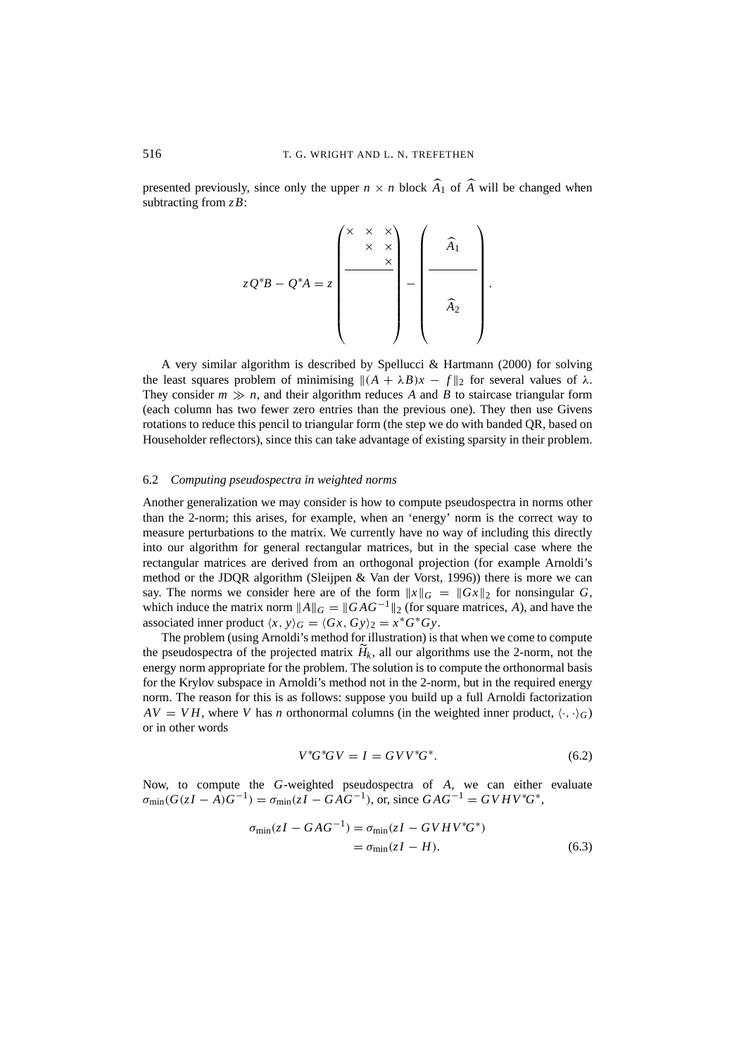presented previously, since only the upper $n \times n$ block $\widehat{A}_1$ of $\widehat{A}$ will be changed when subtracting from $zB$:

$$
zQ^*B - Q^*A = z \left( \begin{array}{ccc} \times & \times & \times \\ & \times & \times \\ & & \times \\ \hline & & \\ & & \\ & & \end{array} \right) - \left( \begin{array}{c} \widehat{A}_1 \\ \hline \\ \widehat{A}_2 \\ \\ \end{array} \right).
$$

A very similar algorithm is described by Spellucci & Hartmann (2000) for solving the least squares problem of minimising $\|(A + \lambda B)x - f\|_2$ for several values of $\lambda$. They consider $m \gg n$, and their algorithm reduces $A$ and $B$ to staircase triangular form (each column has two fewer zero entries than the previous one). They then use Givens rotations to reduce this pencil to triangular form (the step we do with banded QR, based on Householder reflectors), since this can take advantage of existing sparsity in their problem.

### 6.2 *Computing pseudospectra in weighted norms*

Another generalization we may consider is how to compute pseudospectra in norms other than the 2-norm; this arises, for example, when an 'energy' norm is the correct way to measure perturbations to the matrix. We currently have no way of including this directly into our algorithm for general rectangular matrices, but in the special case where the rectangular matrices are derived from an orthogonal projection (for example Arnoldi's method or the JDQR algorithm (Sleijpen & Van der Vorst, 1996)) there is more we can say. The norms we consider here are of the form $\|x\|_G = \|Gx\|_2$ for nonsingular $G$, which induce the matrix norm $\|A\|_G = \|GAG^{-1}\|_2$ (for square matrices, $A$), and have the associated inner product $\langle x, y\rangle_G = \langle Gx, Gy\rangle_2 = x^*G^*Gy$.

The problem (using Arnoldi's method for illustration) is that when we come to compute the pseudospectra of the projected matrix $\widetilde{H}_k$, all our algorithms use the 2-norm, not the energy norm appropriate for the problem. The solution is to compute the orthonormal basis for the Krylov subspace in Arnoldi's method not in the 2-norm, but in the required energy norm. The reason for this is as follows: suppose you build up a full Arnoldi factorization $AV = VH$, where $V$ has $n$ orthonormal columns (in the weighted inner product, $\langle\cdot,\cdot\rangle_G$) or in other words

$$
V^*G^*GV = I = GVV^*G^*. \tag{6.2}
$$

Now, to compute the $G$-weighted pseudospectra of $A$, we can either evaluate $\sigma_{\min}(G(zI - A)G^{-1}) = \sigma_{\min}(zI - GAG^{-1})$, or, since $GAG^{-1} = GVHV^*G^*$,

$$
\begin{aligned}
\sigma_{\min}(zI - GAG^{-1}) &= \sigma_{\min}(zI - GVHV^*G^*) \\
&= \sigma_{\min}(zI - H).
\end{aligned} \tag{6.3}
$$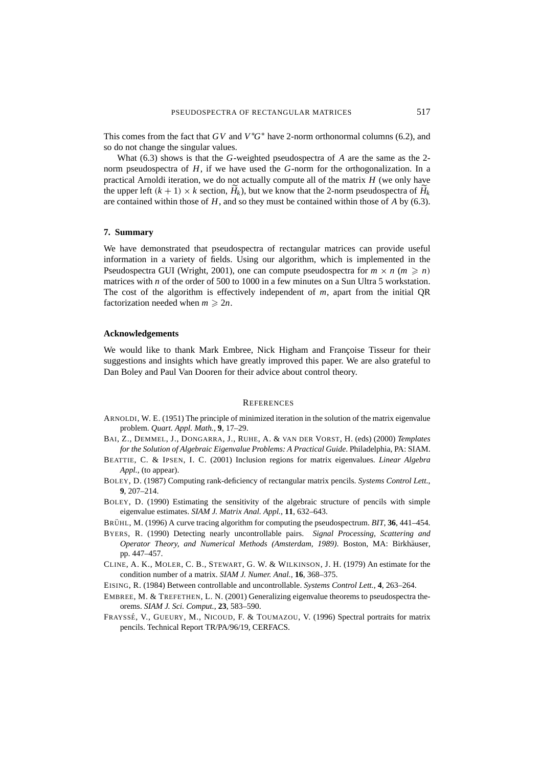This comes from the fact that $GV$ and $V^*G^*$ have 2-norm orthonormal columns (6.2), and so do not change the singular values.

What (6.3) shows is that the $G$-weighted pseudospectra of $A$ are the same as the 2-norm pseudospectra of $H$, if we have used the $G$-norm for the orthogonalization. In a practical Arnoldi iteration, we do not actually compute all of the matrix $H$ (we only have the upper left $(k+1) \times k$ section, $\widetilde{H}_k$), but we know that the 2-norm pseudospectra of $\widetilde{H}_k$ are contained within those of $H$, and so they must be contained within those of $A$ by (6.3).

## 7. Summary

We have demonstrated that pseudospectra of rectangular matrices can provide useful information in a variety of fields. Using our algorithm, which is implemented in the Pseudospectra GUI (Wright, 2001), one can compute pseudospectra for $m \times n$ ($m \geqslant n$) matrices with $n$ of the order of 500 to 1000 in a few minutes on a Sun Ultra 5 workstation. The cost of the algorithm is effectively independent of $m$, apart from the initial QR factorization needed when $m \geqslant 2n$.

## Acknowledgements

We would like to thank Mark Embree, Nick Higham and Françoise Tisseur for their suggestions and insights which have greatly improved this paper. We are also grateful to Dan Boley and Paul Van Dooren for their advice about control theory.

## References

ARNOLDI, W. E. (1951) The principle of minimized iteration in the solution of the matrix eigenvalue problem. *Quart. Appl. Math.*, **9**, 17–29.

BAI, Z., DEMMEL, J., DONGARRA, J., RUHE, A. & VAN DER VORST, H. (eds) (2000) *Templates for the Solution of Algebraic Eigenvalue Problems: A Practical Guide*. Philadelphia, PA: SIAM.

BEATTIE, C. & IPSEN, I. C. (2001) Inclusion regions for matrix eigenvalues. *Linear Algebra Appl.*, (to appear).

BOLEY, D. (1987) Computing rank-deficiency of rectangular matrix pencils. *Systems Control Lett.*, **9**, 207–214.

BOLEY, D. (1990) Estimating the sensitivity of the algebraic structure of pencils with simple eigenvalue estimates. *SIAM J. Matrix Anal. Appl.*, **11**, 632–643.

BRÜHL, M. (1996) A curve tracing algorithm for computing the pseudospectrum. *BIT*, **36**, 441–454.

BYERS, R. (1990) Detecting nearly uncontrollable pairs. *Signal Processing, Scattering and Operator Theory, and Numerical Methods (Amsterdam, 1989)*. Boston, MA: Birkhäuser, pp. 447–457.

CLINE, A. K., MOLER, C. B., STEWART, G. W. & WILKINSON, J. H. (1979) An estimate for the condition number of a matrix. *SIAM J. Numer. Anal.*, **16**, 368–375.

EISING, R. (1984) Between controllable and uncontrollable. *Systems Control Lett.*, **4**, 263–264.

EMBREE, M. & TREFETHEN, L. N. (2001) Generalizing eigenvalue theorems to pseudospectra theorems. *SIAM J. Sci. Comput.*, **23**, 583–590.

FRAYSSÉ, V., GUEURY, M., NICOUD, F. & TOUMAZOU, V. (1996) Spectral portraits for matrix pencils. Technical Report TR/PA/96/19, CERFACS.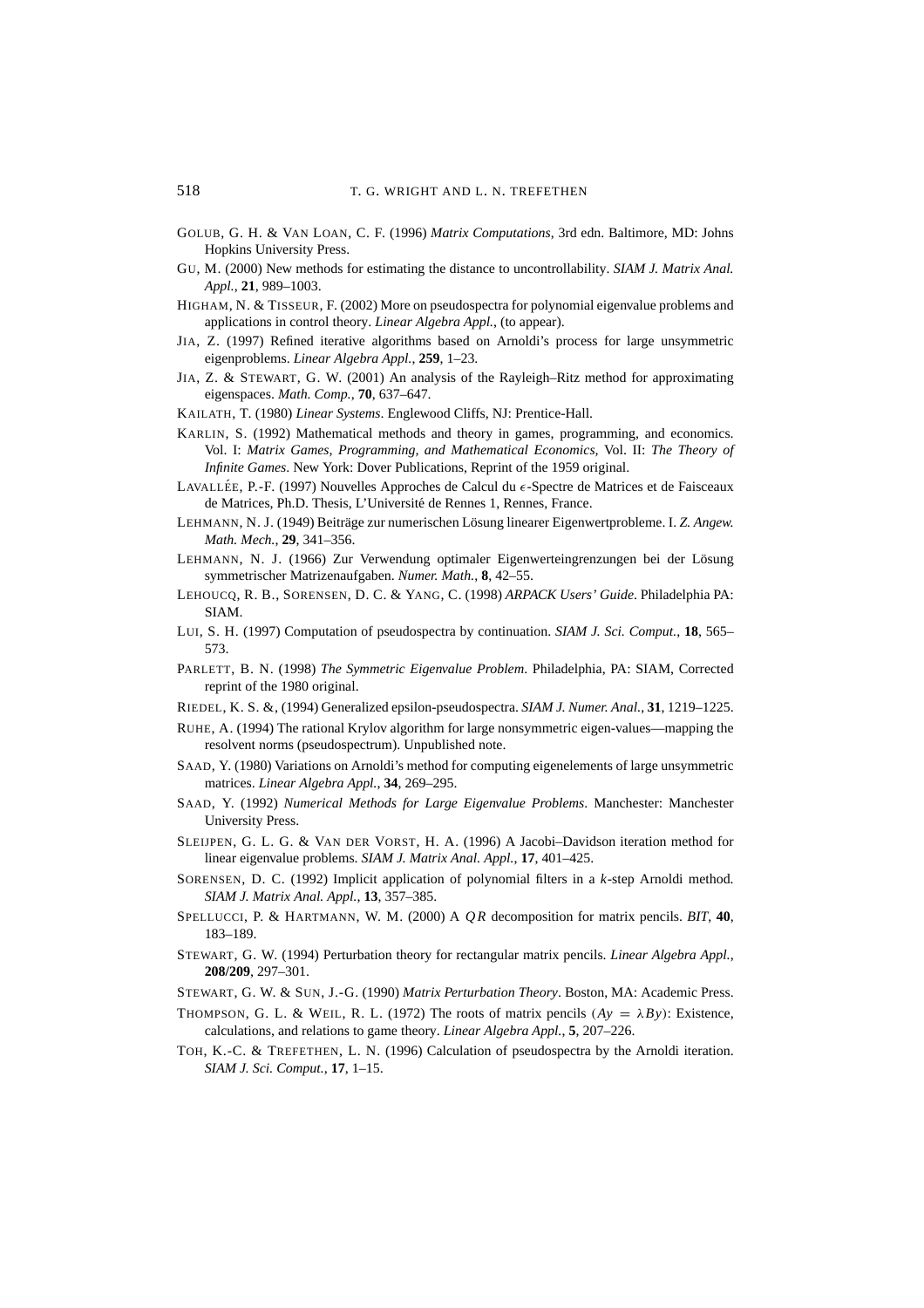GOLUB, G. H. & VAN LOAN, C. F. (1996) *Matrix Computations*, 3rd edn. Baltimore, MD: Johns Hopkins University Press.

GU, M. (2000) New methods for estimating the distance to uncontrollability. *SIAM J. Matrix Anal. Appl.*, **21**, 989–1003.

HIGHAM, N. & TISSEUR, F. (2002) More on pseudospectra for polynomial eigenvalue problems and applications in control theory. *Linear Algebra Appl.*, (to appear).

JIA, Z. (1997) Refined iterative algorithms based on Arnoldi's process for large unsymmetric eigenproblems. *Linear Algebra Appl.*, **259**, 1–23.

JIA, Z. & STEWART, G. W. (2001) An analysis of the Rayleigh–Ritz method for approximating eigenspaces. *Math. Comp.*, **70**, 637–647.

KAILATH, T. (1980) *Linear Systems*. Englewood Cliffs, NJ: Prentice-Hall.

KARLIN, S. (1992) Mathematical methods and theory in games, programming, and economics. Vol. I: *Matrix Games, Programming, and Mathematical Economics*, Vol. II: *The Theory of Infinite Games*. New York: Dover Publications, Reprint of the 1959 original.

LAVALLÉE, P.-F. (1997) Nouvelles Approches de Calcul du $\epsilon$-Spectre de Matrices et de Faisceaux de Matrices, Ph.D. Thesis, L'Université de Rennes 1, Rennes, France.

LEHMANN, N. J. (1949) Beiträge zur numerischen Lösung linearer Eigenwertprobleme. I. *Z. Angew. Math. Mech.*, **29**, 341–356.

LEHMANN, N. J. (1966) Zur Verwendung optimaler Eigenwerteingrenzungen bei der Lösung symmetrischer Matrizenaufgaben. *Numer. Math.*, **8**, 42–55.

LEHOUCQ, R. B., SORENSEN, D. C. & YANG, C. (1998) *ARPACK Users' Guide*. Philadelphia PA: SIAM.

LUI, S. H. (1997) Computation of pseudospectra by continuation. *SIAM J. Sci. Comput.*, **18**, 565–573.

PARLETT, B. N. (1998) *The Symmetric Eigenvalue Problem*. Philadelphia, PA: SIAM, Corrected reprint of the 1980 original.

RIEDEL, K. S. &, (1994) Generalized epsilon-pseudospectra. *SIAM J. Numer. Anal.*, **31**, 1219–1225.

RUHE, A. (1994) The rational Krylov algorithm for large nonsymmetric eigen-values—mapping the resolvent norms (pseudospectrum). Unpublished note.

SAAD, Y. (1980) Variations on Arnoldi's method for computing eigenelements of large unsymmetric matrices. *Linear Algebra Appl.*, **34**, 269–295.

SAAD, Y. (1992) *Numerical Methods for Large Eigenvalue Problems*. Manchester: Manchester University Press.

SLEIJPEN, G. L. G. & VAN DER VORST, H. A. (1996) A Jacobi–Davidson iteration method for linear eigenvalue problems. *SIAM J. Matrix Anal. Appl.*, **17**, 401–425.

SORENSEN, D. C. (1992) Implicit application of polynomial filters in a *k*-step Arnoldi method. *SIAM J. Matrix Anal. Appl.*, **13**, 357–385.

SPELLUCCI, P. & HARTMANN, W. M. (2000) A $QR$ decomposition for matrix pencils. *BIT*, **40**, 183–189.

STEWART, G. W. (1994) Perturbation theory for rectangular matrix pencils. *Linear Algebra Appl.*, **208/209**, 297–301.

STEWART, G. W. & SUN, J.-G. (1990) *Matrix Perturbation Theory*. Boston, MA: Academic Press.

THOMPSON, G. L. & WEIL, R. L. (1972) The roots of matrix pencils ($Ay = \lambda By$): Existence, calculations, and relations to game theory. *Linear Algebra Appl.*, **5**, 207–226.

TOH, K.-C. & TREFETHEN, L. N. (1996) Calculation of pseudospectra by the Arnoldi iteration. *SIAM J. Sci. Comput.*, **17**, 1–15.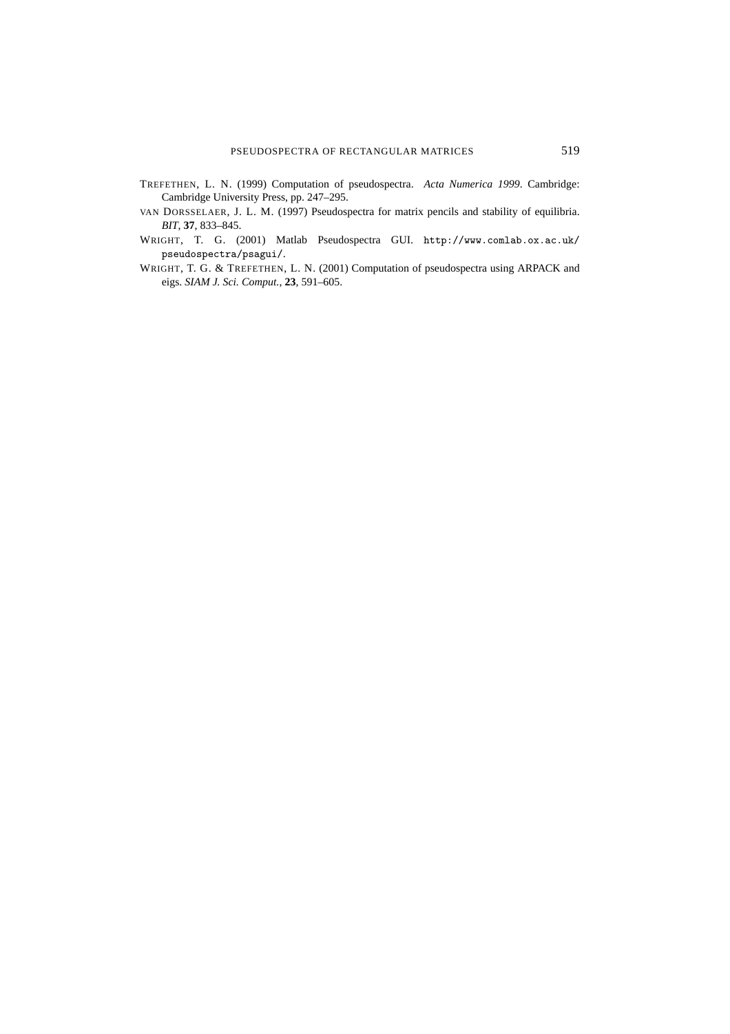TREFETHEN, L. N. (1999) Computation of pseudospectra. *Acta Numerica 1999*. Cambridge: Cambridge University Press, pp. 247–295.

VAN DORSSELAER, J. L. M. (1997) Pseudospectra for matrix pencils and stability of equilibria. *BIT*, **37**, 833–845.

WRIGHT, T. G. (2001) Matlab Pseudospectra GUI. `http://www.comlab.ox.ac.uk/pseudospectra/psagui/`.

WRIGHT, T. G. & TREFETHEN, L. N. (2001) Computation of pseudospectra using ARPACK and eigs. *SIAM J. Sci. Comput.*, **23**, 591–605.